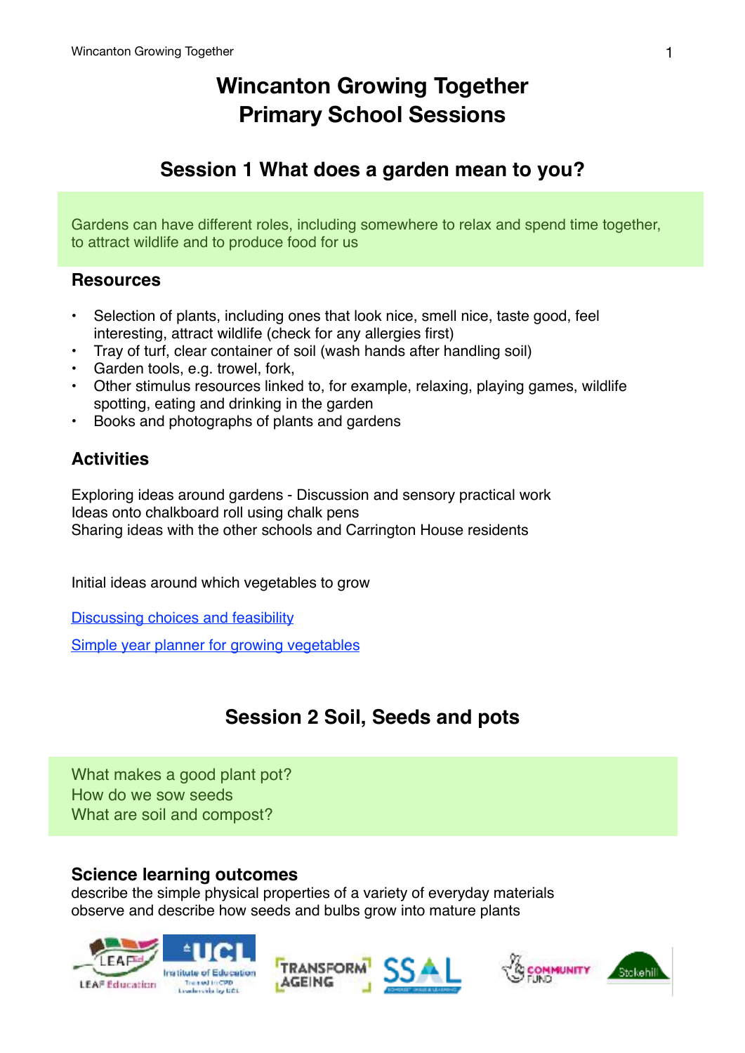# Wincanton Growing Together
# Primary School Sessions

## Session 1 What does a garden mean to you?

Gardens can have different roles, including somewhere to relax and spend time together, to attract wildlife and to produce food for us

### Resources

- Selection of plants, including ones that look nice, smell nice, taste good, feel interesting, attract wildlife (check for any allergies first)
- Tray of turf, clear container of soil (wash hands after handling soil)
- Garden tools, e.g. trowel, fork,
- Other stimulus resources linked to, for example, relaxing, playing games, wildlife spotting, eating and drinking in the garden
- Books and photographs of plants and gardens

### Activities

Exploring ideas around gardens - Discussion and sensory practical work
Ideas onto chalkboard roll using chalk pens
Sharing ideas with the other schools and Carrington House residents

Initial ideas around which vegetables to grow

Discussing choices and feasibility

Simple year planner for growing vegetables

## Session 2 Soil, Seeds and pots

What makes a good plant pot?
How do we sow seeds
What are soil and compost?

### Science learning outcomes

describe the simple physical properties of a variety of everyday materials
observe and describe how seeds and bulbs grow into mature plants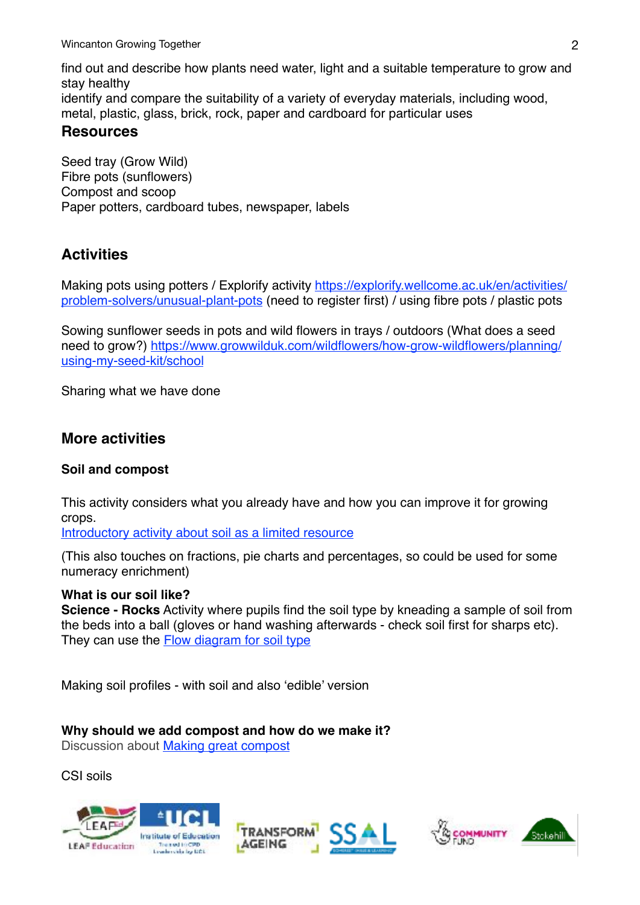find out and describe how plants need water, light and a suitable temperature to grow and stay healthy
identify and compare the suitability of a variety of everyday materials, including wood, metal, plastic, glass, brick, rock, paper and cardboard for particular uses

## Resources

Seed tray (Grow Wild)
Fibre pots (sunflowers)
Compost and scoop
Paper potters, cardboard tubes, newspaper, labels

## Activities

Making pots using potters / Explorify activity https://explorify.wellcome.ac.uk/en/activities/problem-solvers/unusual-plant-pots (need to register first) / using fibre pots / plastic pots

Sowing sunflower seeds in pots and wild flowers in trays / outdoors (What does a seed need to grow?) https://www.growwilduk.com/wildflowers/how-grow-wildflowers/planning/using-my-seed-kit/school

Sharing what we have done

## More activities

### Soil and compost

This activity considers what you already have and how you can improve it for growing crops.
Introductory activity about soil as a limited resource

(This also touches on fractions, pie charts and percentages, so could be used for some numeracy enrichment)

**What is our soil like?**
**Science - Rocks** Activity where pupils find the soil type by kneading a sample of soil from the beds into a ball (gloves or hand washing afterwards - check soil first for sharps etc). They can use the Flow diagram for soil type

Making soil profiles - with soil and also 'edible' version

**Why should we add compost and how do we make it?**
Discussion about Making great compost

CSI soils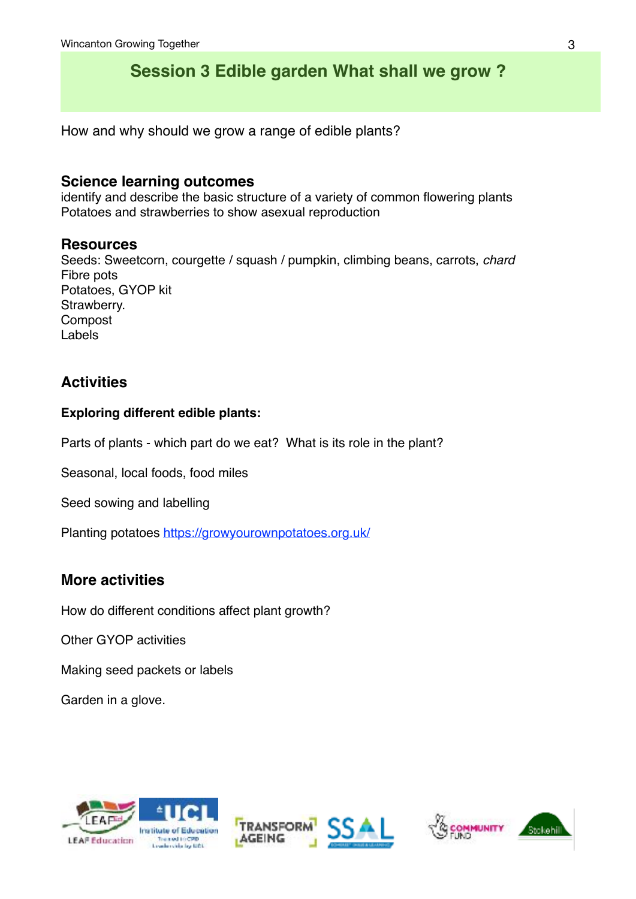# Session 3 Edible garden What shall we grow ?

How and why should we grow a range of edible plants?

## Science learning outcomes

identify and describe the basic structure of a variety of common flowering plants
Potatoes and strawberries to show asexual reproduction

## Resources

Seeds: Sweetcorn, courgette / squash / pumpkin, climbing beans, carrots, *chard*
Fibre pots
Potatoes, GYOP kit
Strawberry.
Compost
Labels

## Activities

**Exploring different edible plants:**

Parts of plants - which part do we eat? What is its role in the plant?

Seasonal, local foods, food miles

Seed sowing and labelling

Planting potatoes https://growyourownpotatoes.org.uk/

## More activities

How do different conditions affect plant growth?

Other GYOP activities

Making seed packets or labels

Garden in a glove.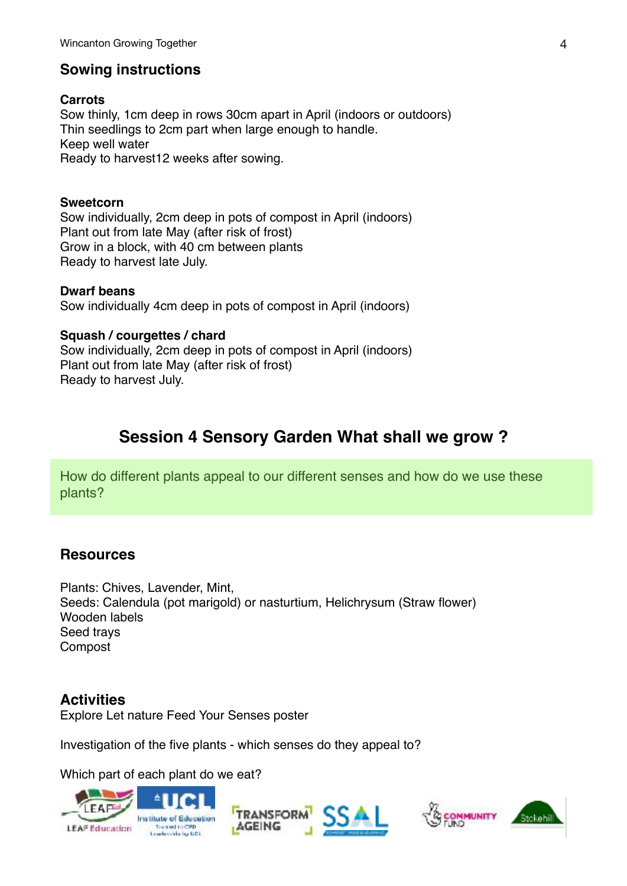## Sowing instructions

**Carrots**
Sow thinly, 1cm deep in rows 30cm apart in April (indoors or outdoors)
Thin seedlings to 2cm part when large enough to handle.
Keep well water
Ready to harvest12 weeks after sowing.

**Sweetcorn**
Sow individually, 2cm deep in pots of compost in April (indoors)
Plant out from late May (after risk of frost)
Grow in a block, with 40 cm between plants
Ready to harvest late July.

**Dwarf beans**
Sow individually 4cm deep in pots of compost in April (indoors)

**Squash / courgettes / chard**
Sow individually, 2cm deep in pots of compost in April (indoors)
Plant out from late May (after risk of frost)
Ready to harvest July.

## Session 4 Sensory Garden What shall we grow ?

How do different plants appeal to our different senses and how do we use these plants?

## Resources

Plants: Chives, Lavender, Mint,
Seeds: Calendula (pot marigold) or nasturtium, Helichrysum (Straw flower)
Wooden labels
Seed trays
Compost

## Activities

Explore Let nature Feed Your Senses poster

Investigation of the five plants - which senses do they appeal to?

Which part of each plant do we eat?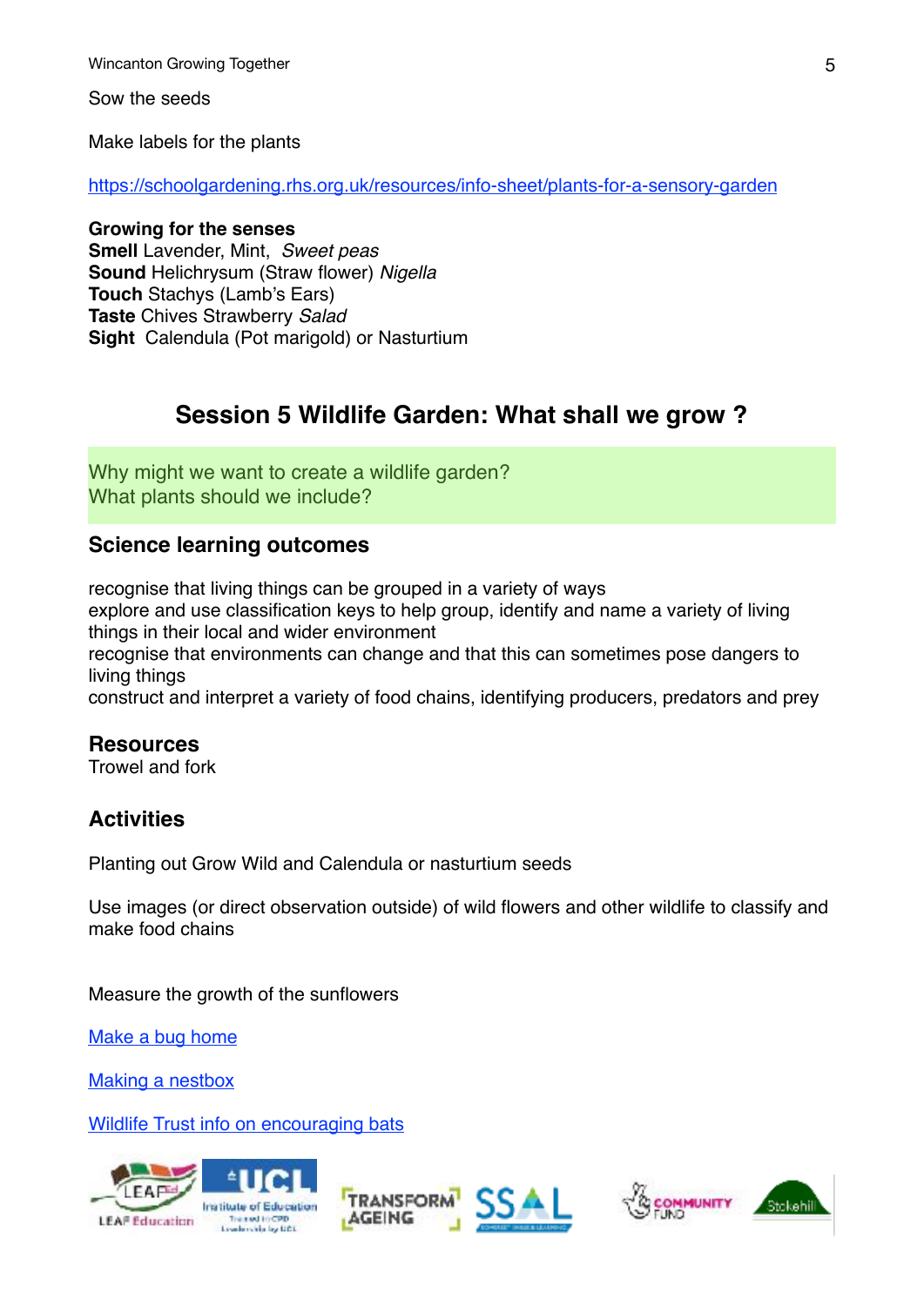Sow the seeds

Make labels for the plants

https://schoolgardening.rhs.org.uk/resources/info-sheet/plants-for-a-sensory-garden

**Growing for the senses**
**Smell** Lavender, Mint, *Sweet peas*
**Sound** Helichrysum (Straw flower) *Nigella*
**Touch** Stachys (Lamb's Ears)
**Taste** Chives Strawberry *Salad*
**Sight** Calendula (Pot marigold) or Nasturtium

## Session 5 Wildlife Garden: What shall we grow ?

Why might we want to create a wildlife garden?
What plants should we include?

### Science learning outcomes

recognise that living things can be grouped in a variety of ways
explore and use classification keys to help group, identify and name a variety of living things in their local and wider environment
recognise that environments can change and that this can sometimes pose dangers to living things
construct and interpret a variety of food chains, identifying producers, predators and prey

### Resources

Trowel and fork

### Activities

Planting out Grow Wild and Calendula or nasturtium seeds

Use images (or direct observation outside) of wild flowers and other wildlife to classify and make food chains

Measure the growth of the sunflowers

Make a bug home

Making a nestbox

Wildlife Trust info on encouraging bats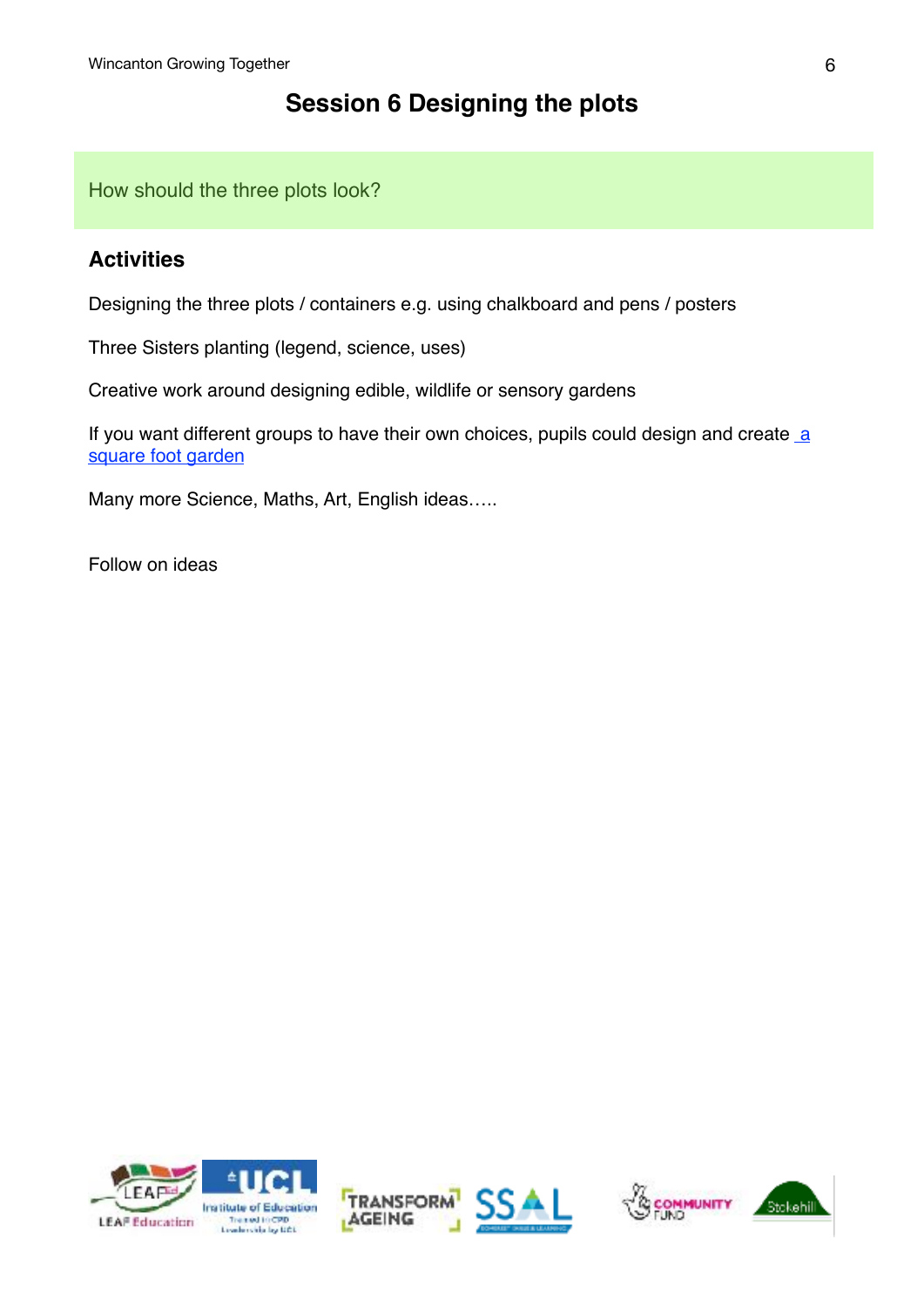# Session 6 Designing the plots

How should the three plots look?

## Activities

Designing the three plots / containers e.g. using chalkboard and pens / posters

Three Sisters planting (legend, science, uses)

Creative work around designing edible, wildlife or sensory gardens

If you want different groups to have their own choices, pupils could design and create [a square foot garden]

Many more Science, Maths, Art, English ideas…..

Follow on ideas